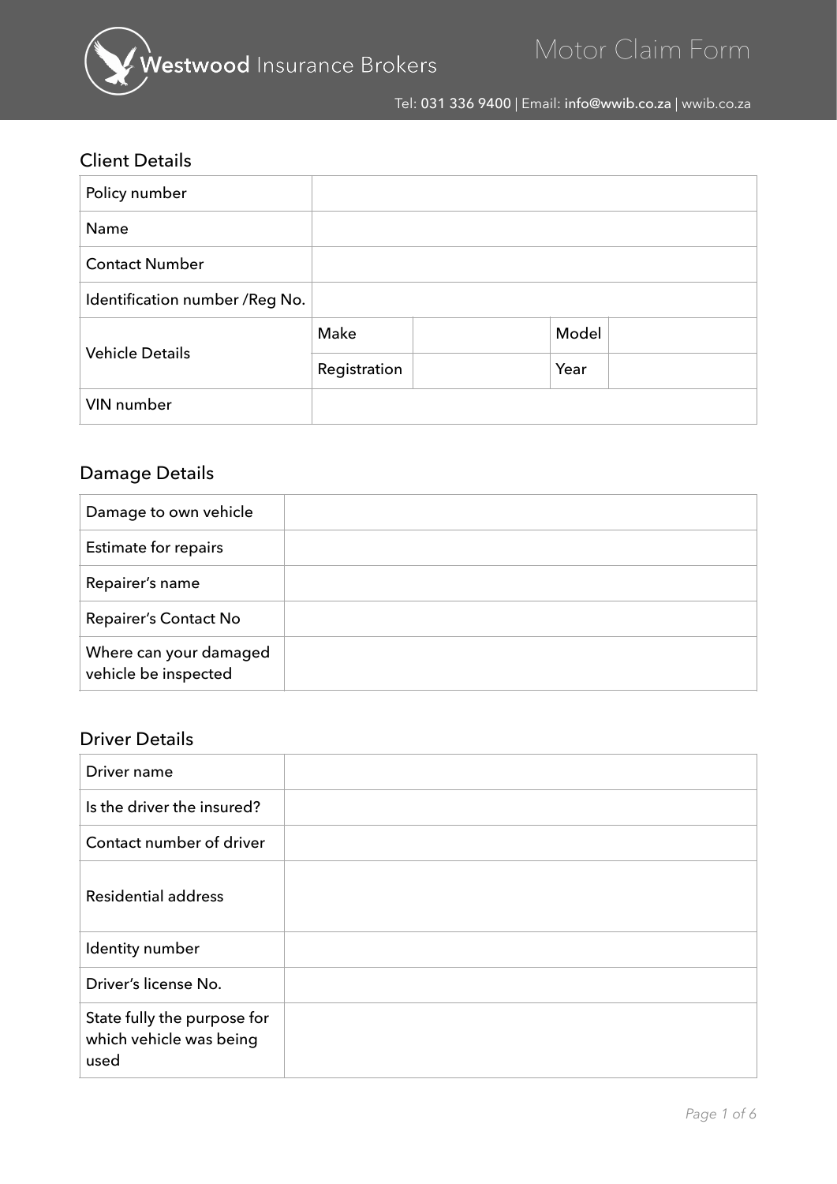# Westwood Insurance Brokers

# Motor Claim Form

Tel: 031 336 9400 | Email: info@wwib.co.za | wwib.co.za

## Client Details

| Policy number | | | | |
|---|---|---|---|---|
| Name | | | | |
| Contact Number | | | | |
| Identification number /Reg No. | | | | |
| Vehicle Details | Make | | Model | |
| | Registration | | Year | |
| VIN number | | | | |

## Damage Details

| Damage to own vehicle | |
|---|---|
| Estimate for repairs | |
| Repairer's name | |
| Repairer's Contact No | |
| Where can your damaged vehicle be inspected | |

## Driver Details

| Driver name | |
|---|---|
| Is the driver the insured? | |
| Contact number of driver | |
| Residential address | |
| Identity number | |
| Driver's license No. | |
| State fully the purpose for which vehicle was being used | |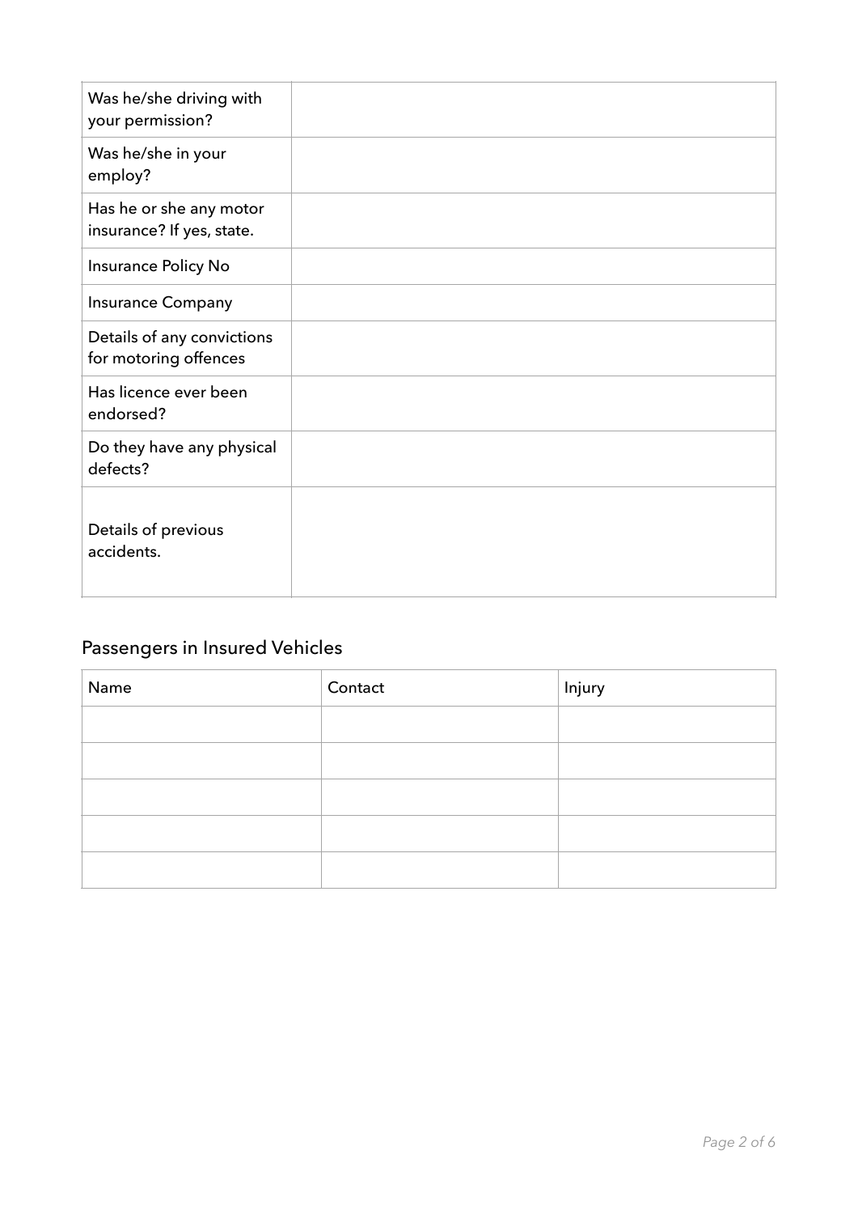| | |
|---|---|
| Was he/she driving with your permission? | |
| Was he/she in your employ? | |
| Has he or she any motor insurance? If yes, state. | |
| Insurance Policy No | |
| Insurance Company | |
| Details of any convictions for motoring offences | |
| Has licence ever been endorsed? | |
| Do they have any physical defects? | |
| Details of previous accidents. | |

## Passengers in Insured Vehicles

| Name | Contact | Injury |
|---|---|---|
| | | |
| | | |
| | | |
| | | |
| | | |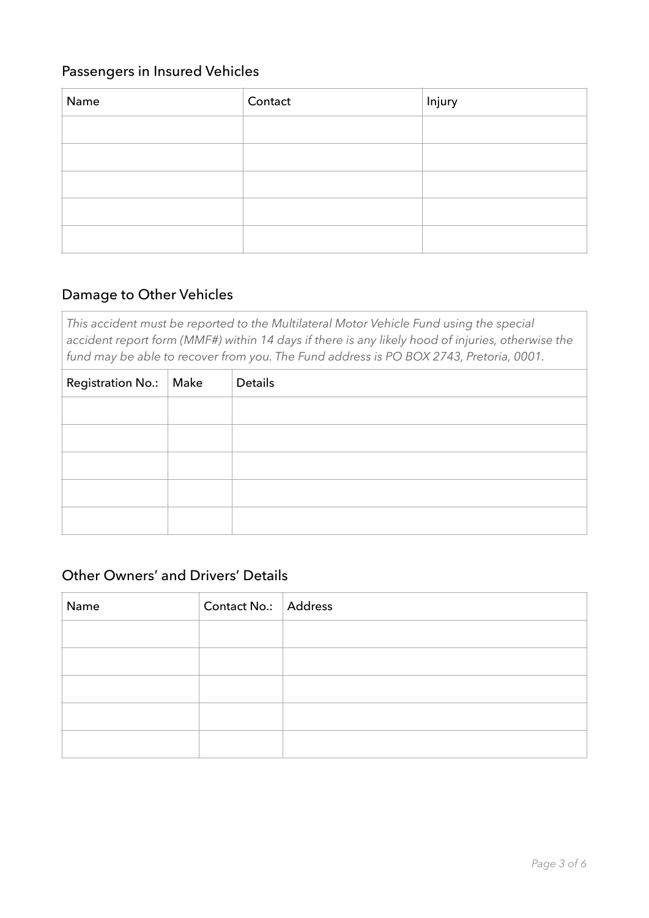## Passengers in Insured Vehicles

| Name | Contact | Injury |
|---|---|---|
| | | |
| | | |
| | | |
| | | |
| | | |

## Damage to Other Vehicles

*This accident must be reported to the Multilateral Motor Vehicle Fund using the special accident report form (MMF#) within 14 days if there is any likely hood of injuries, otherwise the fund may be able to recover from you. The Fund address is PO BOX 2743, Pretoria, 0001.*

| Registration No.: | Make | Details |
|---|---|---|
| | | |
| | | |
| | | |
| | | |
| | | |

## Other Owners' and Drivers' Details

| Name | Contact No.: | Address |
|---|---|---|
| | | |
| | | |
| | | |
| | | |
| | | |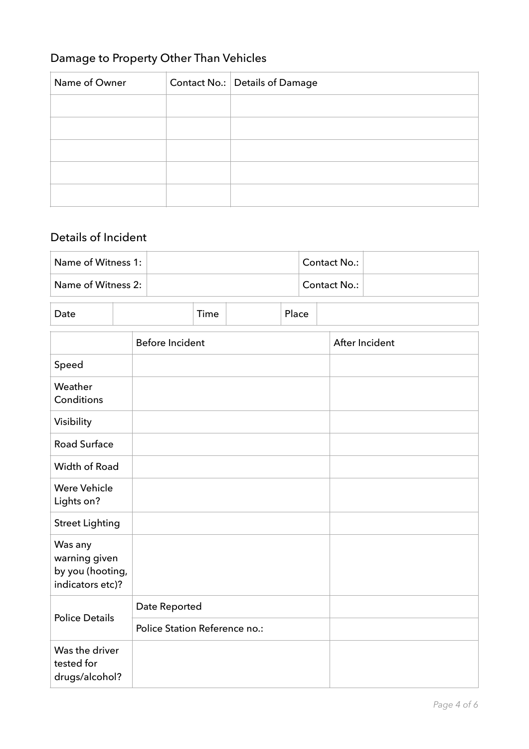## Damage to Property Other Than Vehicles

| Name of Owner | Contact No.: | Details of Damage |
|---|---|---|
| | | |
| | | |
| | | |
| | | |
| | | |

## Details of Incident

| Name of Witness 1: | | Contact No.: | |
|---|---|---|---|
| Name of Witness 2: | | Contact No.: | |

| Date | | Time | | Place | |
|---|---|---|---|---|---|

| | Before Incident | After Incident |
|---|---|---|
| Speed | | |
| Weather Conditions | | |
| Visibility | | |
| Road Surface | | |
| Width of Road | | |
| Were Vehicle Lights on? | | |
| Street Lighting | | |
| Was any warning given by you (hooting, indicators etc)? | | |
| Police Details | Date Reported | |
| | Police Station Reference no.: | |
| Was the driver tested for drugs/alcohol? | | |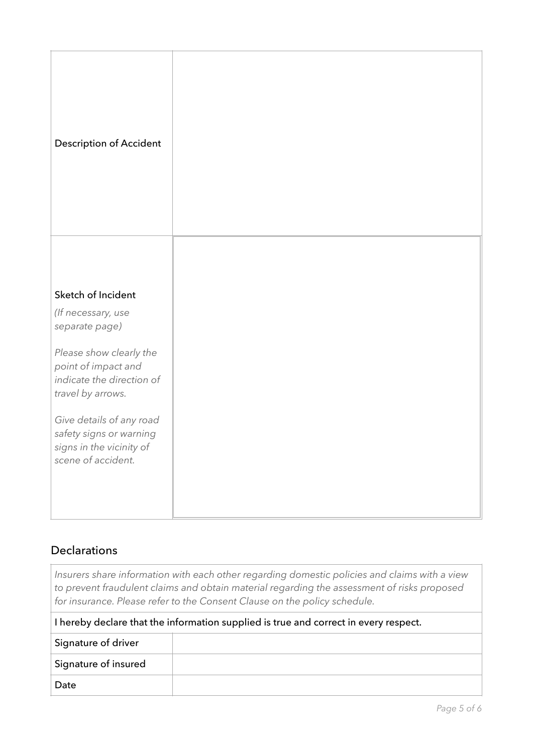| | |
|---|---|
| Description of Accident | |
| Sketch of Incident<br>*(If necessary, use separate page)*<br>*Please show clearly the point of impact and indicate the direction of travel by arrows.*<br>*Give details of any road safety signs or warning signs in the vicinity of scene of accident.* | |

## Declarations

*Insurers share information with each other regarding domestic policies and claims with a view to prevent fraudulent claims and obtain material regarding the assessment of risks proposed for insurance. Please refer to the Consent Clause on the policy schedule.*

I hereby declare that the information supplied is true and correct in every respect.

| | |
|---|---|
| Signature of driver | |
| Signature of insured | |
| Date | |